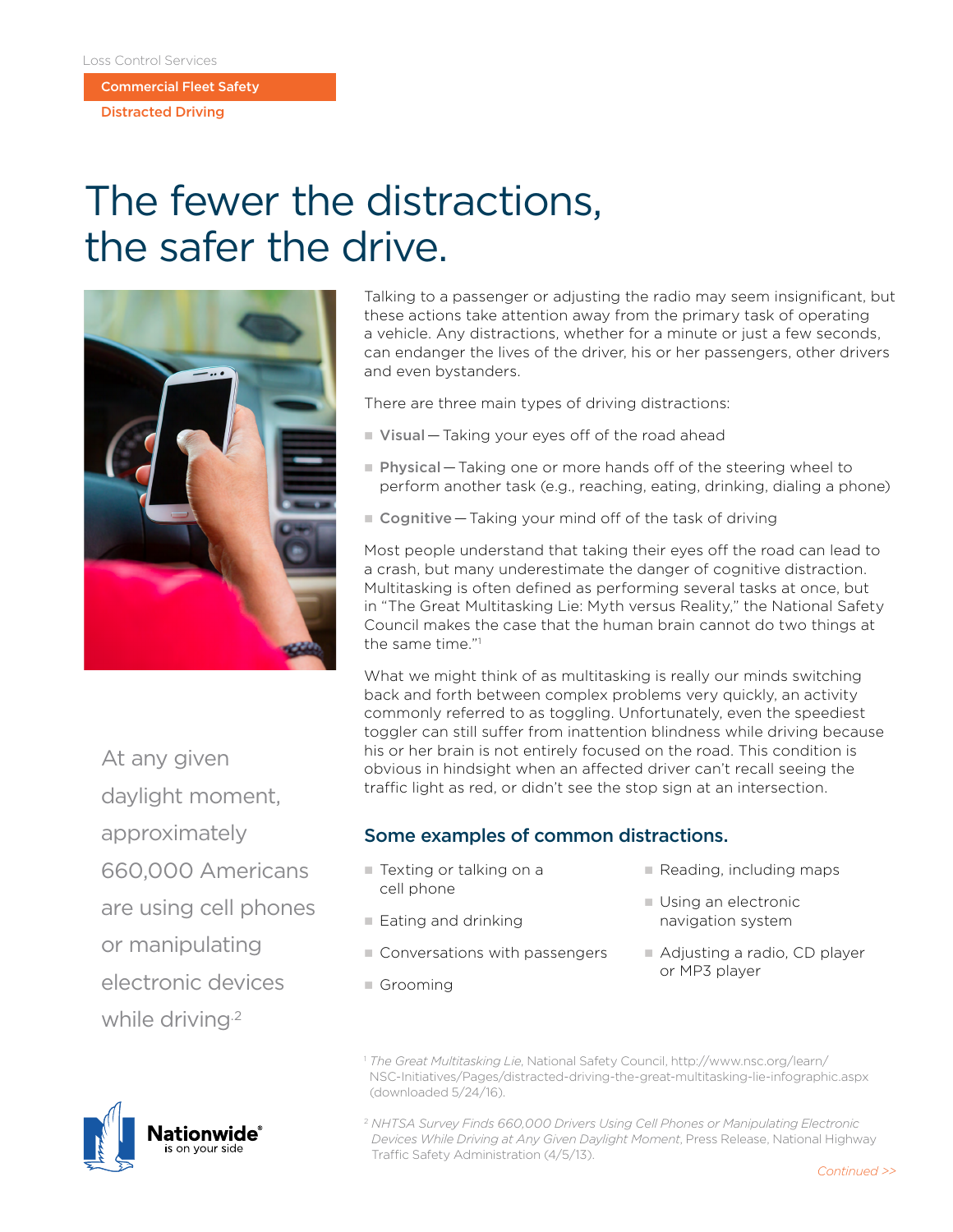Loss Control Services

**Commercial Fleet Safety**

**Distracted Driving**

# The fewer the distractions, the safer the drive.

Talking to a passenger or adjusting the radio may seem insignificant, but these actions take attention away from the primary task of operating a vehicle. Any distractions, whether for a minute or just a few seconds, can endanger the lives of the driver, his or her passengers, other drivers and even bystanders.

There are three main types of driving distractions:

- **Visual** — Taking your eyes off of the road ahead
- **Physical** — Taking one or more hands off of the steering wheel to perform another task (e.g., reaching, eating, drinking, dialing a phone)
- **Cognitive** — Taking your mind off of the task of driving

Most people understand that taking their eyes off the road can lead to a crash, but many underestimate the danger of cognitive distraction. Multitasking is often defined as performing several tasks at once, but in "The Great Multitasking Lie: Myth versus Reality," the National Safety Council makes the case that the human brain cannot do two things at the same time."[1]

What we might think of as multitasking is really our minds switching back and forth between complex problems very quickly, an activity commonly referred to as toggling. Unfortunately, even the speediest toggler can still suffer from inattention blindness while driving because his or her brain is not entirely focused on the road. This condition is obvious in hindsight when an affected driver can't recall seeing the traffic light as red, or didn't see the stop sign at an intersection.

At any given daylight moment, approximately 660,000 Americans are using cell phones or manipulating electronic devices while driving.[2]

## Some examples of common distractions.

- Texting or talking on a cell phone
- Eating and drinking
- Conversations with passengers
- Grooming
- Reading, including maps
- Using an electronic navigation system
- Adjusting a radio, CD player or MP3 player

[1] *The Great Multitasking Lie*, National Safety Council, http://www.nsc.org/learn/NSC-Initiatives/Pages/distracted-driving-the-great-multitasking-lie-infographic.aspx (downloaded 5/24/16).

[2] *NHTSA Survey Finds 660,000 Drivers Using Cell Phones or Manipulating Electronic Devices While Driving at Any Given Daylight Moment*, Press Release, National Highway Traffic Safety Administration (4/5/13).

Nationwide® is on your side

*Continued >>*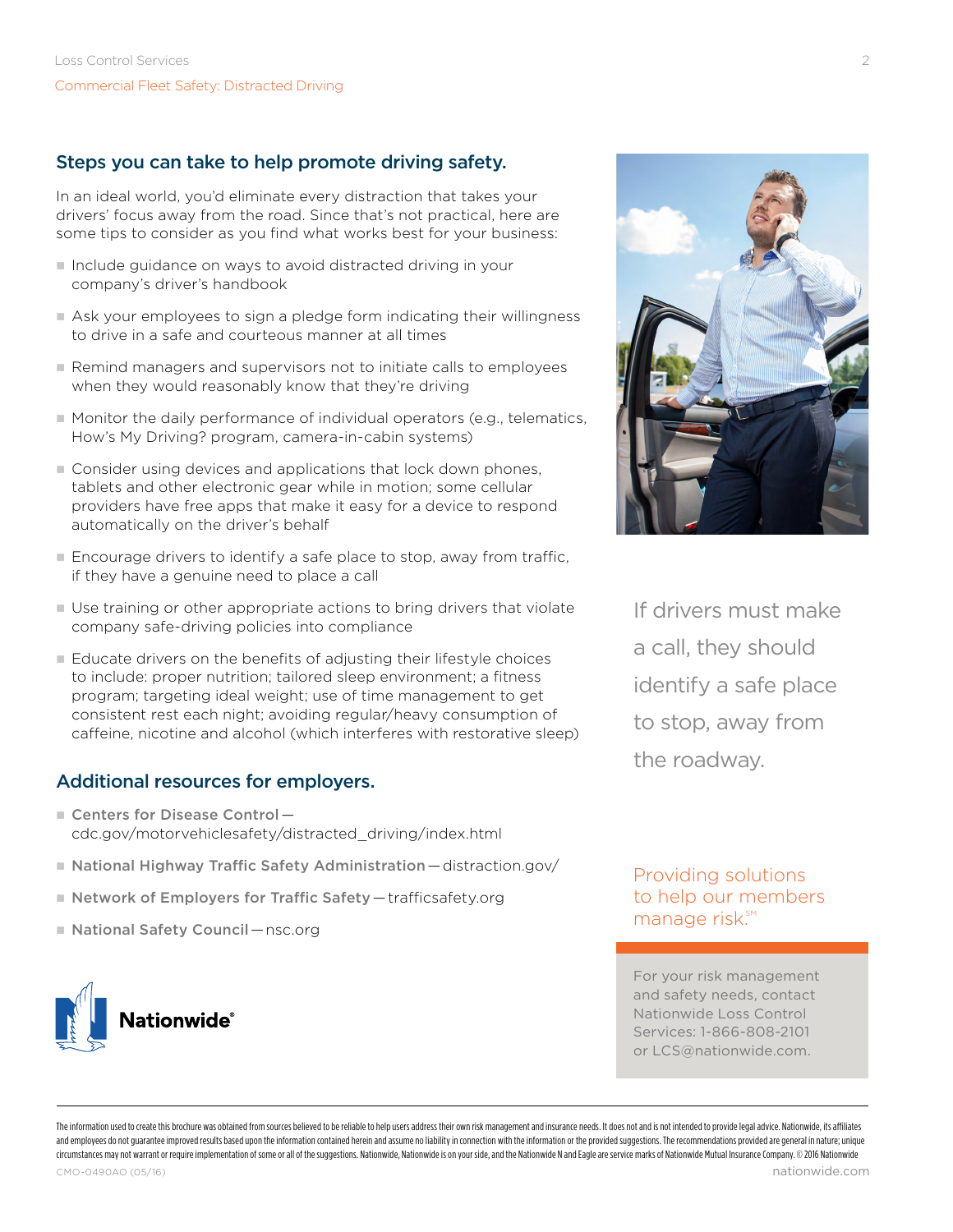## Steps you can take to help promote driving safety.

In an ideal world, you'd eliminate every distraction that takes your drivers' focus away from the road. Since that's not practical, here are some tips to consider as you find what works best for your business:

- Include guidance on ways to avoid distracted driving in your company's driver's handbook
- Ask your employees to sign a pledge form indicating their willingness to drive in a safe and courteous manner at all times
- Remind managers and supervisors not to initiate calls to employees when they would reasonably know that they're driving
- Monitor the daily performance of individual operators (e.g., telematics, How's My Driving? program, camera-in-cabin systems)
- Consider using devices and applications that lock down phones, tablets and other electronic gear while in motion; some cellular providers have free apps that make it easy for a device to respond automatically on the driver's behalf
- Encourage drivers to identify a safe place to stop, away from traffic, if they have a genuine need to place a call
- Use training or other appropriate actions to bring drivers that violate company safe-driving policies into compliance
- Educate drivers on the benefits of adjusting their lifestyle choices to include: proper nutrition; tailored sleep environment; a fitness program; targeting ideal weight; use of time management to get consistent rest each night; avoiding regular/heavy consumption of caffeine, nicotine and alcohol (which interferes with restorative sleep)

If drivers must make a call, they should identify a safe place to stop, away from the roadway.

## Additional resources for employers.

- **Centers for Disease Control** — cdc.gov/motorvehiclesafety/distracted_driving/index.html
- **National Highway Traffic Safety Administration** — distraction.gov/
- **Network of Employers for Traffic Safety** — trafficsafety.org
- **National Safety Council** — nsc.org

Nationwide®

Providing solutions to help our members manage risk.℠

For your risk management and safety needs, contact Nationwide Loss Control Services: 1-866-808-2101 or LCS@nationwide.com.

The information used to create this brochure was obtained from sources believed to be reliable to help users address their own risk management and insurance needs. It does not and is not intended to provide legal advice. Nationwide, its affiliates and employees do not guarantee improved results based upon the information contained herein and assume no liability in connection with the information or the provided suggestions. The recommendations provided are general in nature; unique circumstances may not warrant or require implementation of some or all of the suggestions. Nationwide, Nationwide is on your side, and the Nationwide N and Eagle are service marks of Nationwide Mutual Insurance Company. © 2016 Nationwide

CMO-0490AO (05/16)

nationwide.com